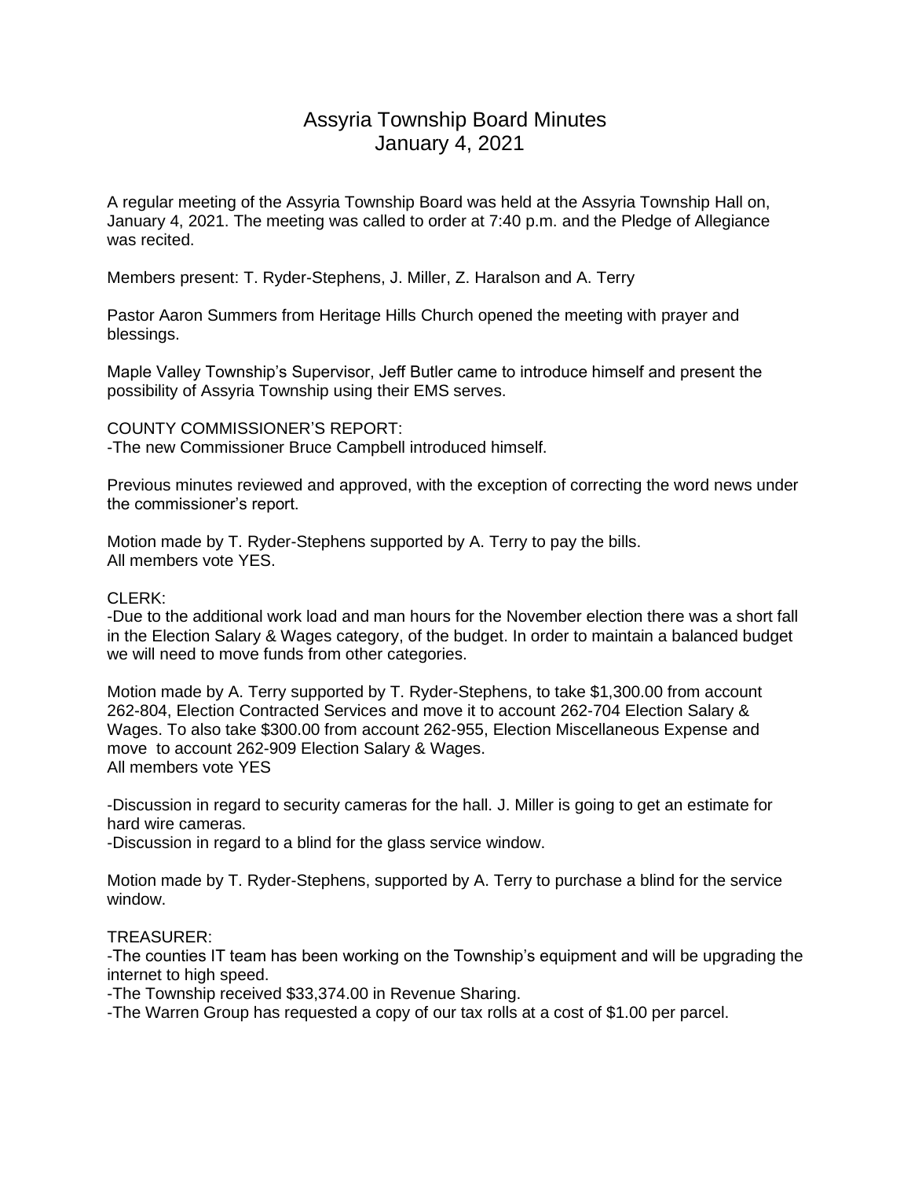# Assyria Township Board Minutes
## January 4, 2021

A regular meeting of the Assyria Township Board was held at the Assyria Township Hall on, January 4, 2021. The meeting was called to order at 7:40 p.m. and the Pledge of Allegiance was recited.

Members present: T. Ryder-Stephens, J. Miller, Z. Haralson and A. Terry

Pastor Aaron Summers from Heritage Hills Church opened the meeting with prayer and blessings.

Maple Valley Township's Supervisor, Jeff Butler came to introduce himself and present the possibility of Assyria Township using their EMS serves.

COUNTY COMMISSIONER'S REPORT:
-The new Commissioner Bruce Campbell introduced himself.

Previous minutes reviewed and approved, with the exception of correcting the word news under the commissioner's report.

Motion made by T. Ryder-Stephens supported by A. Terry to pay the bills.
All members vote YES.

CLERK:
-Due to the additional work load and man hours for the November election there was a short fall in the Election Salary & Wages category, of the budget. In order to maintain a balanced budget we will need to move funds from other categories.

Motion made by A. Terry supported by T. Ryder-Stephens, to take $1,300.00 from account 262-804, Election Contracted Services and move it to account 262-704 Election Salary & Wages. To also take $300.00 from account 262-955, Election Miscellaneous Expense and move to account 262-909 Election Salary & Wages.
All members vote YES

-Discussion in regard to security cameras for the hall. J. Miller is going to get an estimate for hard wire cameras.
-Discussion in regard to a blind for the glass service window.

Motion made by T. Ryder-Stephens, supported by A. Terry to purchase a blind for the service window.

TREASURER:
-The counties IT team has been working on the Township's equipment and will be upgrading the internet to high speed.
-The Township received $33,374.00 in Revenue Sharing.
-The Warren Group has requested a copy of our tax rolls at a cost of $1.00 per parcel.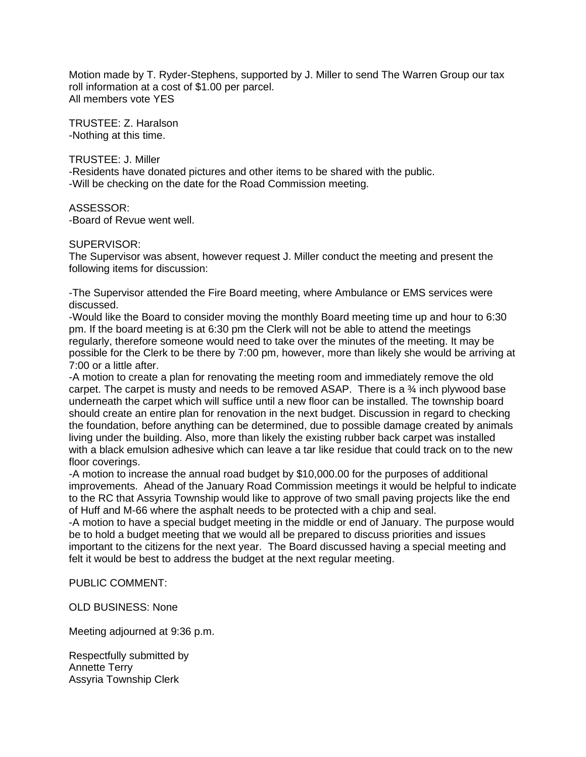Motion made by T. Ryder-Stephens, supported by J. Miller to send The Warren Group our tax roll information at a cost of $1.00 per parcel.
All members vote YES

TRUSTEE: Z. Haralson
-Nothing at this time.

TRUSTEE: J. Miller
-Residents have donated pictures and other items to be shared with the public.
-Will be checking on the date for the Road Commission meeting.

ASSESSOR:
-Board of Revue went well.

SUPERVISOR:
The Supervisor was absent, however request J. Miller conduct the meeting and present the following items for discussion:

-The Supervisor attended the Fire Board meeting, where Ambulance or EMS services were discussed.
-Would like the Board to consider moving the monthly Board meeting time up and hour to 6:30 pm. If the board meeting is at 6:30 pm the Clerk will not be able to attend the meetings regularly, therefore someone would need to take over the minutes of the meeting. It may be possible for the Clerk to be there by 7:00 pm, however, more than likely she would be arriving at 7:00 or a little after.
-A motion to create a plan for renovating the meeting room and immediately remove the old carpet. The carpet is musty and needs to be removed ASAP. There is a ¾ inch plywood base underneath the carpet which will suffice until a new floor can be installed. The township board should create an entire plan for renovation in the next budget. Discussion in regard to checking the foundation, before anything can be determined, due to possible damage created by animals living under the building. Also, more than likely the existing rubber back carpet was installed with a black emulsion adhesive which can leave a tar like residue that could track on to the new floor coverings.
-A motion to increase the annual road budget by $10,000.00 for the purposes of additional improvements. Ahead of the January Road Commission meetings it would be helpful to indicate to the RC that Assyria Township would like to approve of two small paving projects like the end of Huff and M-66 where the asphalt needs to be protected with a chip and seal.
-A motion to have a special budget meeting in the middle or end of January. The purpose would be to hold a budget meeting that we would all be prepared to discuss priorities and issues important to the citizens for the next year. The Board discussed having a special meeting and felt it would be best to address the budget at the next regular meeting.

PUBLIC COMMENT:

OLD BUSINESS: None

Meeting adjourned at 9:36 p.m.

Respectfully submitted by
Annette Terry
Assyria Township Clerk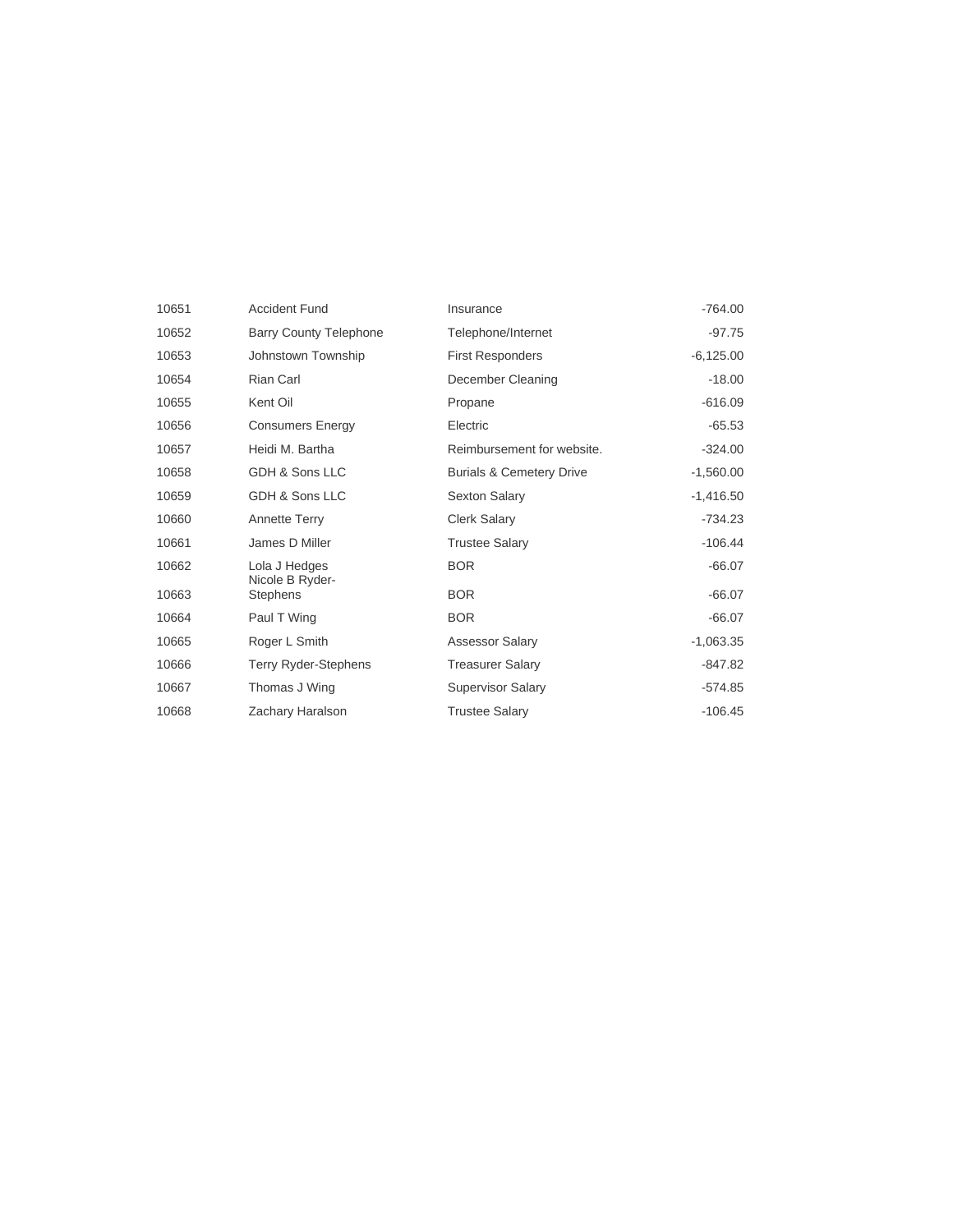| | | | |
|---|---|---|---|
| 10651 | Accident Fund | Insurance | -764.00 |
| 10652 | Barry County Telephone | Telephone/Internet | -97.75 |
| 10653 | Johnstown Township | First Responders | -6,125.00 |
| 10654 | Rian Carl | December Cleaning | -18.00 |
| 10655 | Kent Oil | Propane | -616.09 |
| 10656 | Consumers Energy | Electric | -65.53 |
| 10657 | Heidi M. Bartha | Reimbursement for website. | -324.00 |
| 10658 | GDH & Sons LLC | Burials & Cemetery Drive | -1,560.00 |
| 10659 | GDH & Sons LLC | Sexton Salary | -1,416.50 |
| 10660 | Annette Terry | Clerk Salary | -734.23 |
| 10661 | James D Miller | Trustee Salary | -106.44 |
| 10662 | Lola J Hedges | BOR | -66.07 |
| 10663 | Nicole B Ryder-Stephens | BOR | -66.07 |
| 10664 | Paul T Wing | BOR | -66.07 |
| 10665 | Roger L Smith | Assessor Salary | -1,063.35 |
| 10666 | Terry Ryder-Stephens | Treasurer Salary | -847.82 |
| 10667 | Thomas J Wing | Supervisor Salary | -574.85 |
| 10668 | Zachary Haralson | Trustee Salary | -106.45 |